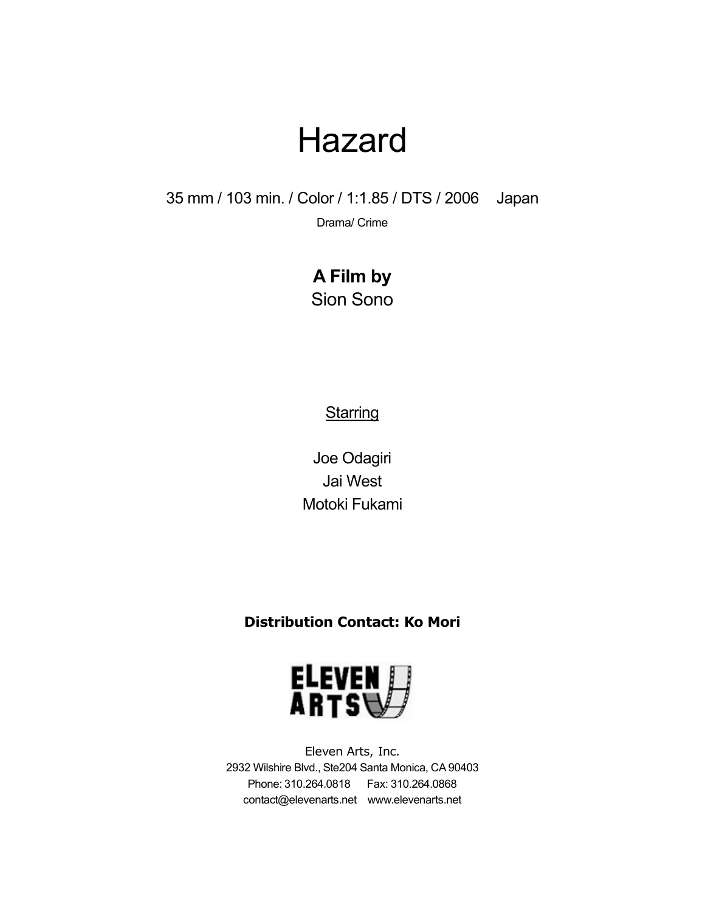# Hazard

35 mm / 103 min. / Color / 1:1.85 / DTS / 2006 Japan

Drama/ Crime

**A Film by**

Sion Sono

Starring

Joe Odagiri

Jai West

Motoki Fukami

**Distribution Contact: Ko Mori**

ELEVEN ARTS

Eleven Arts, Inc.

2932 Wilshire Blvd., Ste204 Santa Monica, CA 90403

Phone: 310.264.0818 Fax: 310.264.0868

contact@elevenarts.net www.elevenarts.net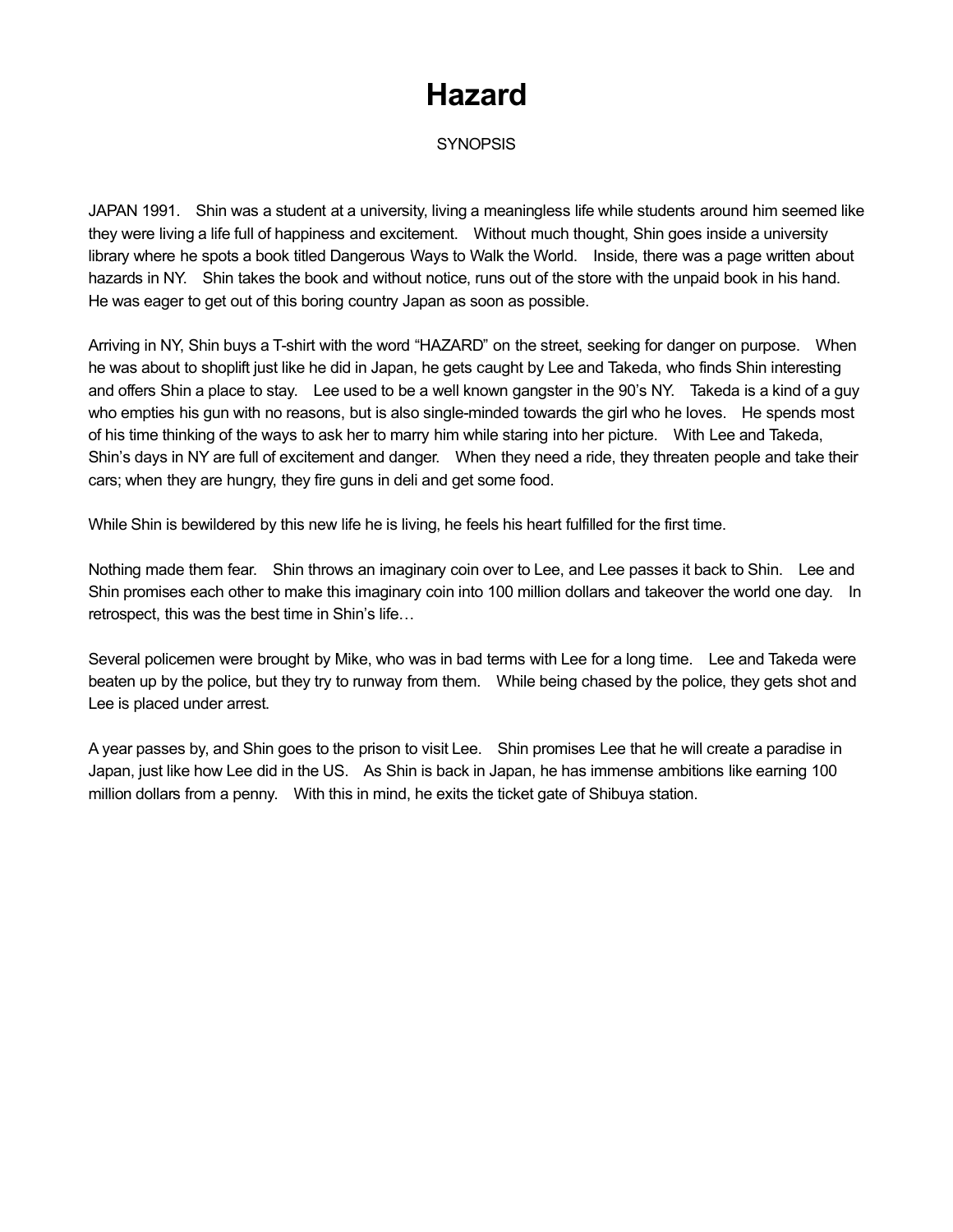# Hazard

SYNOPSIS

JAPAN 1991. Shin was a student at a university, living a meaningless life while students around him seemed like they were living a life full of happiness and excitement. Without much thought, Shin goes inside a university library where he spots a book titled Dangerous Ways to Walk the World. Inside, there was a page written about hazards in NY. Shin takes the book and without notice, runs out of the store with the unpaid book in his hand. He was eager to get out of this boring country Japan as soon as possible.

Arriving in NY, Shin buys a T-shirt with the word "HAZARD" on the street, seeking for danger on purpose. When he was about to shoplift just like he did in Japan, he gets caught by Lee and Takeda, who finds Shin interesting and offers Shin a place to stay. Lee used to be a well known gangster in the 90's NY. Takeda is a kind of a guy who empties his gun with no reasons, but is also single-minded towards the girl who he loves. He spends most of his time thinking of the ways to ask her to marry him while staring into her picture. With Lee and Takeda, Shin's days in NY are full of excitement and danger. When they need a ride, they threaten people and take their cars; when they are hungry, they fire guns in deli and get some food.

While Shin is bewildered by this new life he is living, he feels his heart fulfilled for the first time.

Nothing made them fear. Shin throws an imaginary coin over to Lee, and Lee passes it back to Shin. Lee and Shin promises each other to make this imaginary coin into 100 million dollars and takeover the world one day. In retrospect, this was the best time in Shin's life…

Several policemen were brought by Mike, who was in bad terms with Lee for a long time. Lee and Takeda were beaten up by the police, but they try to runway from them. While being chased by the police, they gets shot and Lee is placed under arrest.

A year passes by, and Shin goes to the prison to visit Lee. Shin promises Lee that he will create a paradise in Japan, just like how Lee did in the US. As Shin is back in Japan, he has immense ambitions like earning 100 million dollars from a penny. With this in mind, he exits the ticket gate of Shibuya station.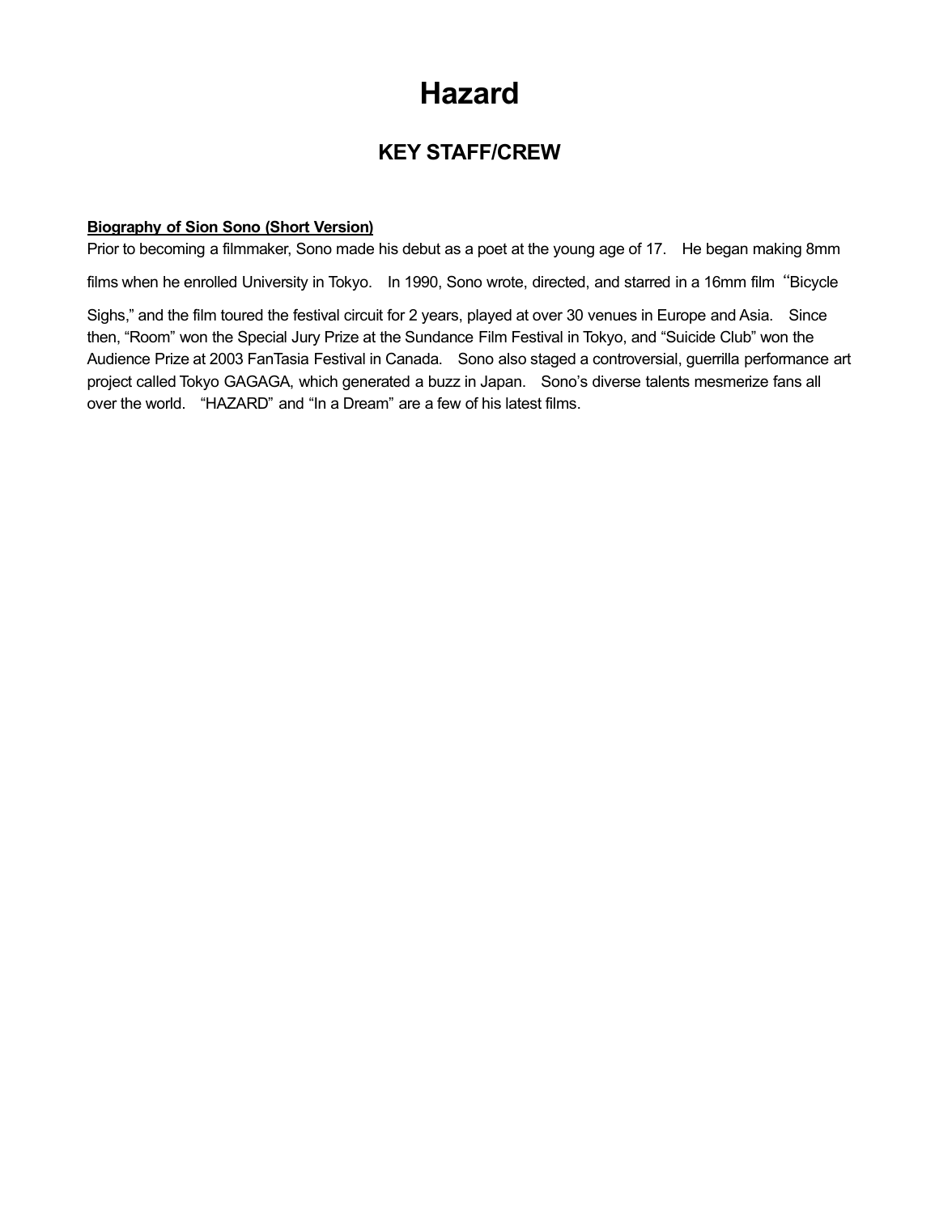# Hazard

## KEY STAFF/CREW

**Biography of Sion Sono (Short Version)**

Prior to becoming a filmmaker, Sono made his debut as a poet at the young age of 17. He began making 8mm films when he enrolled University in Tokyo. In 1990, Sono wrote, directed, and starred in a 16mm film "Bicycle Sighs," and the film toured the festival circuit for 2 years, played at over 30 venues in Europe and Asia. Since then, "Room" won the Special Jury Prize at the Sundance Film Festival in Tokyo, and "Suicide Club" won the Audience Prize at 2003 FanTasia Festival in Canada. Sono also staged a controversial, guerrilla performance art project called Tokyo GAGAGA, which generated a buzz in Japan. Sono's diverse talents mesmerize fans all over the world. "HAZARD" and "In a Dream" are a few of his latest films.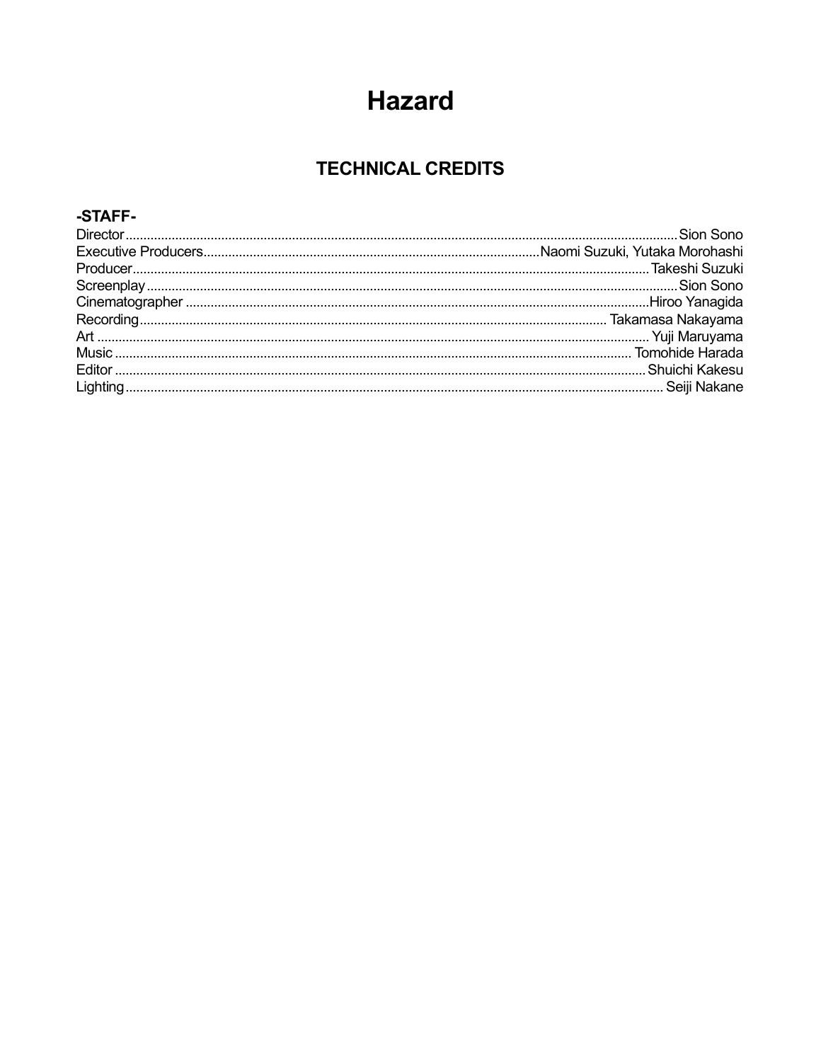# Hazard

## TECHNICAL CREDITS

### -STAFF-

Director........................................................................................................................................................Sion Sono
Executive Producers.............................................................................................Naomi Suzuki, Yutaka Morohashi
Producer...............................................................................................................................................Takeshi Suzuki
Screenplay..................................................................................................................................................Sion Sono
Cinematographer .................................................................................................................................Hiroo Yanagida
Recording.................................................................................................................................. Takamasa Nakayama
Art ......................................................................................................................................................... Yuji Maruyama
Music ............................................................................................................................................... Tomohide Harada
Editor ..................................................................................................................................................Shuichi Kakesu
Lighting.................................................................................................................................................... Seiji Nakane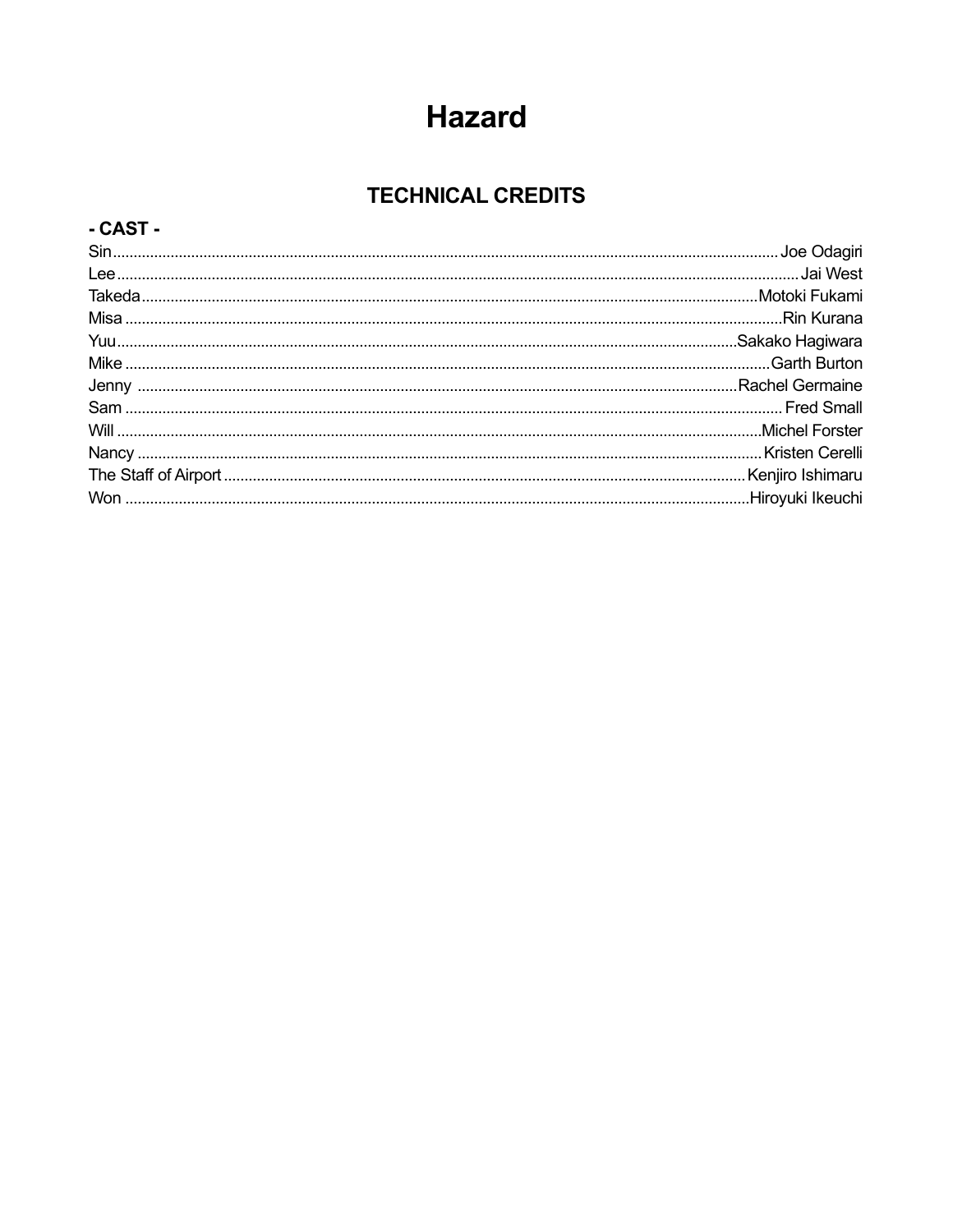# Hazard

## TECHNICAL CREDITS

### - CAST -

Sin .......... Joe Odagiri
Lee .......... Jai West
Takeda .......... Motoki Fukami
Misa .......... Rin Kurana
Yuu .......... Sakako Hagiwara
Mike .......... Garth Burton
Jenny .......... Rachel Germaine
Sam .......... Fred Small
Will .......... Michel Forster
Nancy .......... Kristen Cerelli
The Staff of Airport .......... Kenjiro Ishimaru
Won .......... Hiroyuki Ikeuchi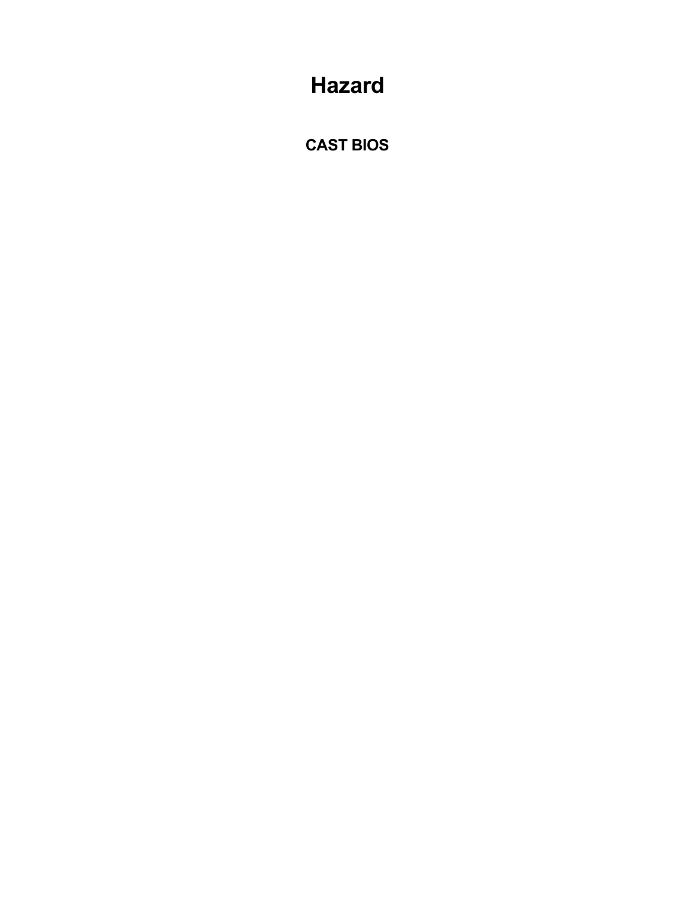# Hazard

## CAST BIOS